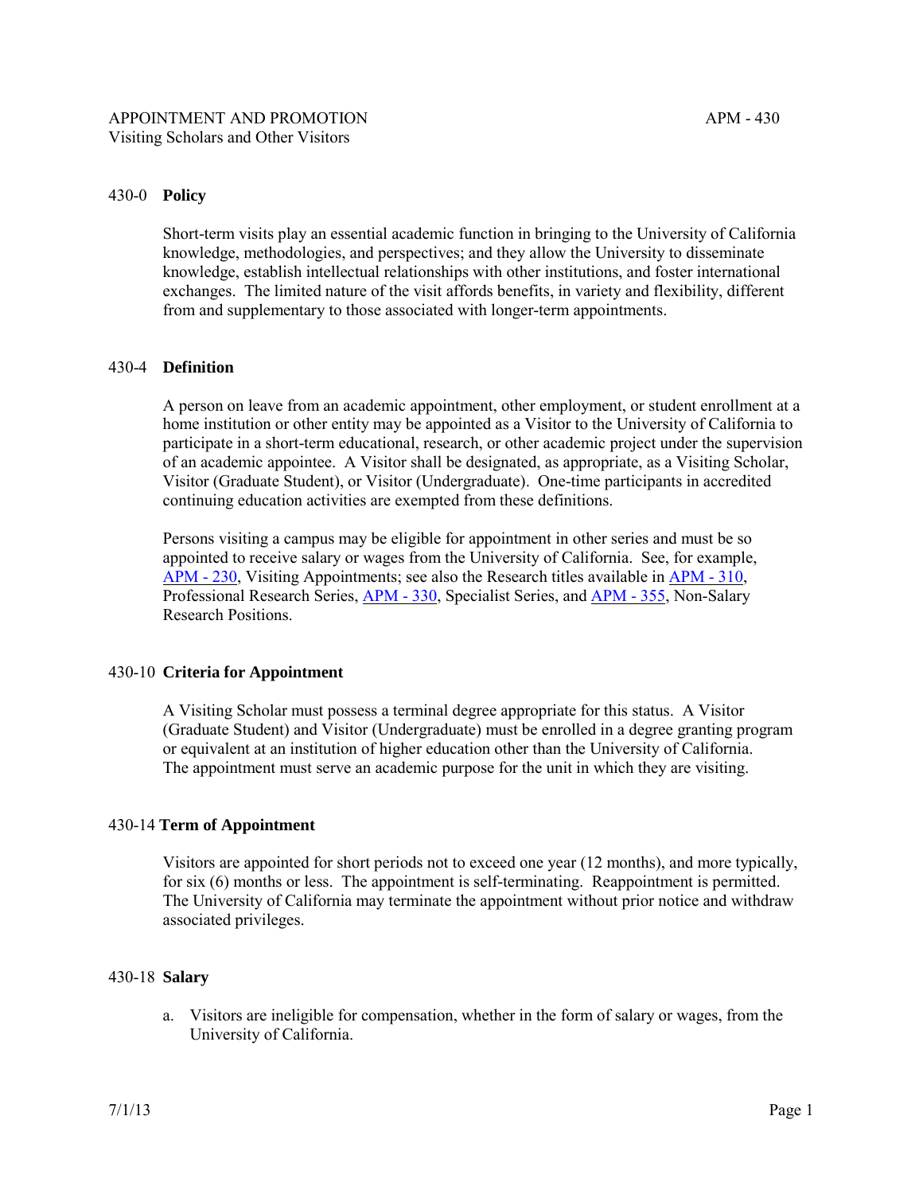APPOINTMENT AND PROMOTION APM - 430
Visiting Scholars and Other Visitors

## 430-0 Policy

Short-term visits play an essential academic function in bringing to the University of California knowledge, methodologies, and perspectives; and they allow the University to disseminate knowledge, establish intellectual relationships with other institutions, and foster international exchanges. The limited nature of the visit affords benefits, in variety and flexibility, different from and supplementary to those associated with longer-term appointments.

## 430-4 Definition

A person on leave from an academic appointment, other employment, or student enrollment at a home institution or other entity may be appointed as a Visitor to the University of California to participate in a short-term educational, research, or other academic project under the supervision of an academic appointee. A Visitor shall be designated, as appropriate, as a Visiting Scholar, Visitor (Graduate Student), or Visitor (Undergraduate). One-time participants in accredited continuing education activities are exempted from these definitions.

Persons visiting a campus may be eligible for appointment in other series and must be so appointed to receive salary or wages from the University of California. See, for example, APM - 230, Visiting Appointments; see also the Research titles available in APM - 310, Professional Research Series, APM - 330, Specialist Series, and APM - 355, Non-Salary Research Positions.

## 430-10 Criteria for Appointment

A Visiting Scholar must possess a terminal degree appropriate for this status. A Visitor (Graduate Student) and Visitor (Undergraduate) must be enrolled in a degree granting program or equivalent at an institution of higher education other than the University of California. The appointment must serve an academic purpose for the unit in which they are visiting.

## 430-14 Term of Appointment

Visitors are appointed for short periods not to exceed one year (12 months), and more typically, for six (6) months or less. The appointment is self-terminating. Reappointment is permitted. The University of California may terminate the appointment without prior notice and withdraw associated privileges.

## 430-18 Salary

a. Visitors are ineligible for compensation, whether in the form of salary or wages, from the University of California.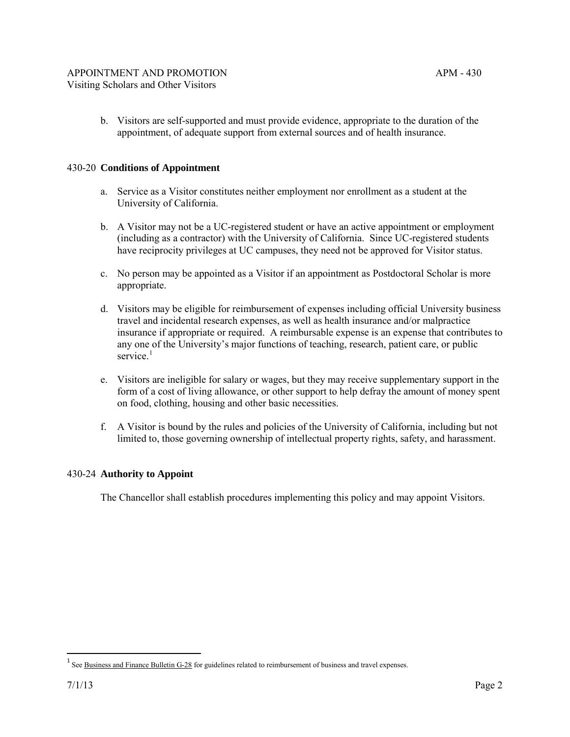b. Visitors are self-supported and must provide evidence, appropriate to the duration of the appointment, of adequate support from external sources and of health insurance.

## 430-20 Conditions of Appointment

a. Service as a Visitor constitutes neither employment nor enrollment as a student at the University of California.

b. A Visitor may not be a UC-registered student or have an active appointment or employment (including as a contractor) with the University of California. Since UC-registered students have reciprocity privileges at UC campuses, they need not be approved for Visitor status.

c. No person may be appointed as a Visitor if an appointment as Postdoctoral Scholar is more appropriate.

d. Visitors may be eligible for reimbursement of expenses including official University business travel and incidental research expenses, as well as health insurance and/or malpractice insurance if appropriate or required. A reimbursable expense is an expense that contributes to any one of the University's major functions of teaching, research, patient care, or public service.[1]

e. Visitors are ineligible for salary or wages, but they may receive supplementary support in the form of a cost of living allowance, or other support to help defray the amount of money spent on food, clothing, housing and other basic necessities.

f. A Visitor is bound by the rules and policies of the University of California, including but not limited to, those governing ownership of intellectual property rights, safety, and harassment.

## 430-24 Authority to Appoint

The Chancellor shall establish procedures implementing this policy and may appoint Visitors.

---

[1] See Business and Finance Bulletin G-28 for guidelines related to reimbursement of business and travel expenses.